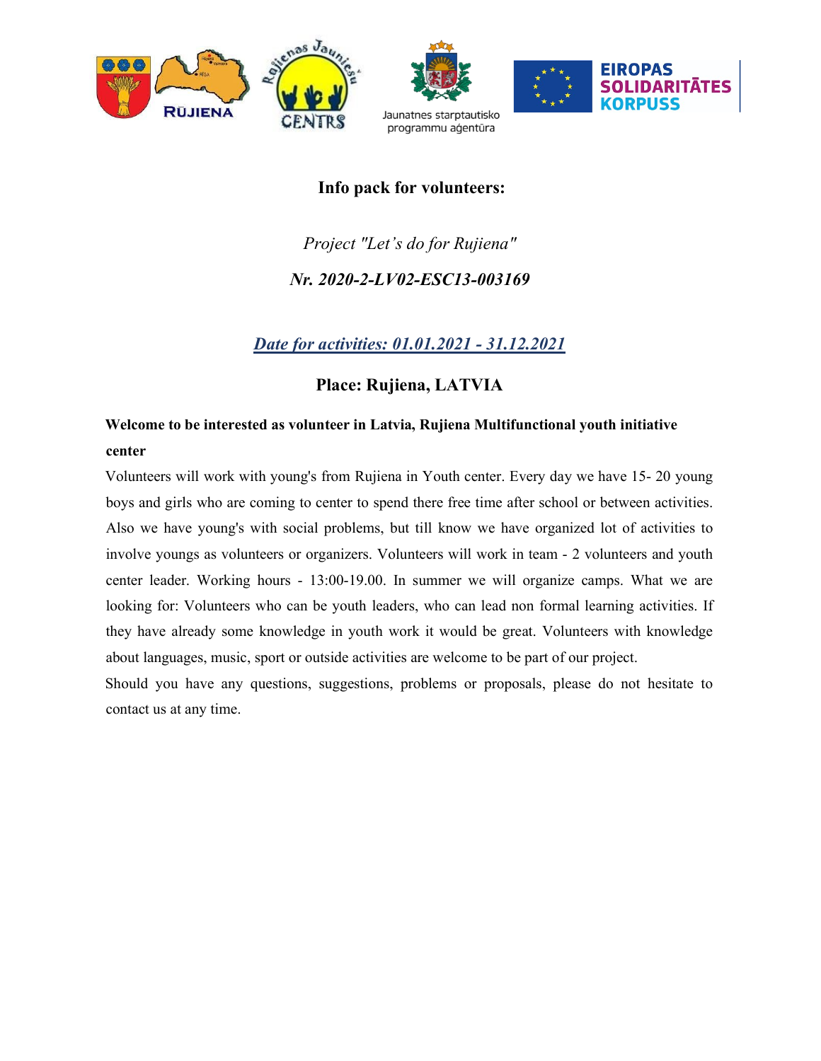# Info pack for volunteers:

*Project "Let's do for Rujiena"*

***Nr. 2020-2-LV02-ESC13-003169***

***Date for activities: 01.01.2021 - 31.12.2021***

## Place: Rujiena, LATVIA

**Welcome to be interested as volunteer in Latvia, Rujiena Multifunctional youth initiative center**

Volunteers will work with young's from Rujiena in Youth center. Every day we have 15- 20 young boys and girls who are coming to center to spend there free time after school or between activities. Also we have young's with social problems, but till know we have organized lot of activities to involve youngs as volunteers or organizers. Volunteers will work in team - 2 volunteers and youth center leader. Working hours - 13:00-19.00. In summer we will organize camps. What we are looking for: Volunteers who can be youth leaders, who can lead non formal learning activities. If they have already some knowledge in youth work it would be great. Volunteers with knowledge about languages, music, sport or outside activities are welcome to be part of our project.

Should you have any questions, suggestions, problems or proposals, please do not hesitate to contact us at any time.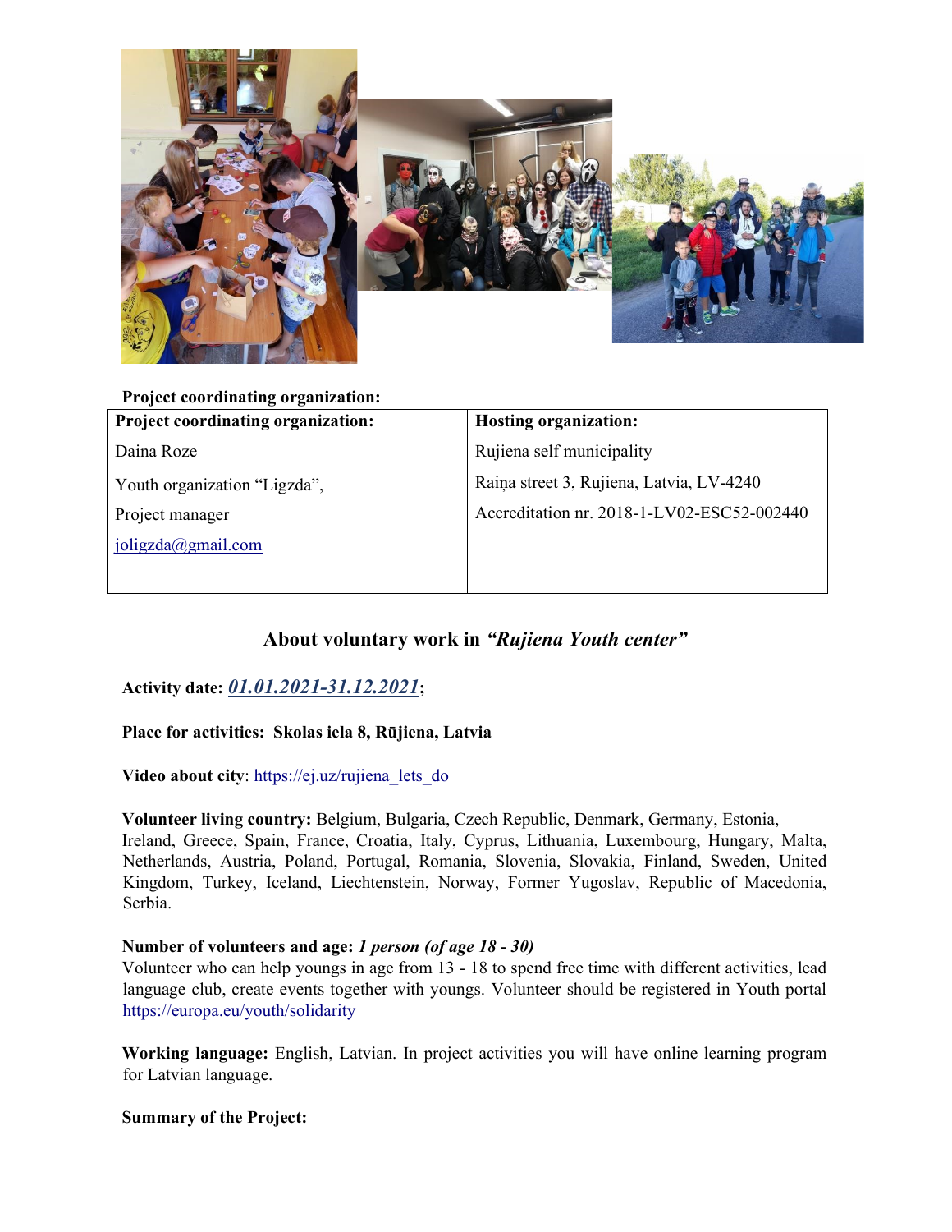**Project coordinating organization:**

| **Project coordinating organization:** | **Hosting organization:** |
|---|---|
| Daina Roze<br>Youth organization "Ligzda",<br>Project manager<br>joligzda@gmail.com | Rujiena self municipality<br>Raiņa street 3, Rujiena, Latvia, LV-4240<br>Accreditation nr. 2018-1-LV02-ESC52-002440 |

## About voluntary work in *"Rujiena Youth center"*

**Activity date:** ***01.01.2021-31.12.2021***;

**Place for activities: Skolas iela 8, Rūjiena, Latvia**

**Video about city**: https://ej.uz/rujiena_lets_do

**Volunteer living country:** Belgium, Bulgaria, Czech Republic, Denmark, Germany, Estonia, Ireland, Greece, Spain, France, Croatia, Italy, Cyprus, Lithuania, Luxembourg, Hungary, Malta, Netherlands, Austria, Poland, Portugal, Romania, Slovenia, Slovakia, Finland, Sweden, United Kingdom, Turkey, Iceland, Liechtenstein, Norway, Former Yugoslav, Republic of Macedonia, Serbia.

**Number of volunteers and age:** ***1 person (of age 18 - 30)***
Volunteer who can help youngs in age from 13 - 18 to spend free time with different activities, lead language club, create events together with youngs. Volunteer should be registered in Youth portal https://europa.eu/youth/solidarity

**Working language:** English, Latvian. In project activities you will have online learning program for Latvian language.

**Summary of the Project:**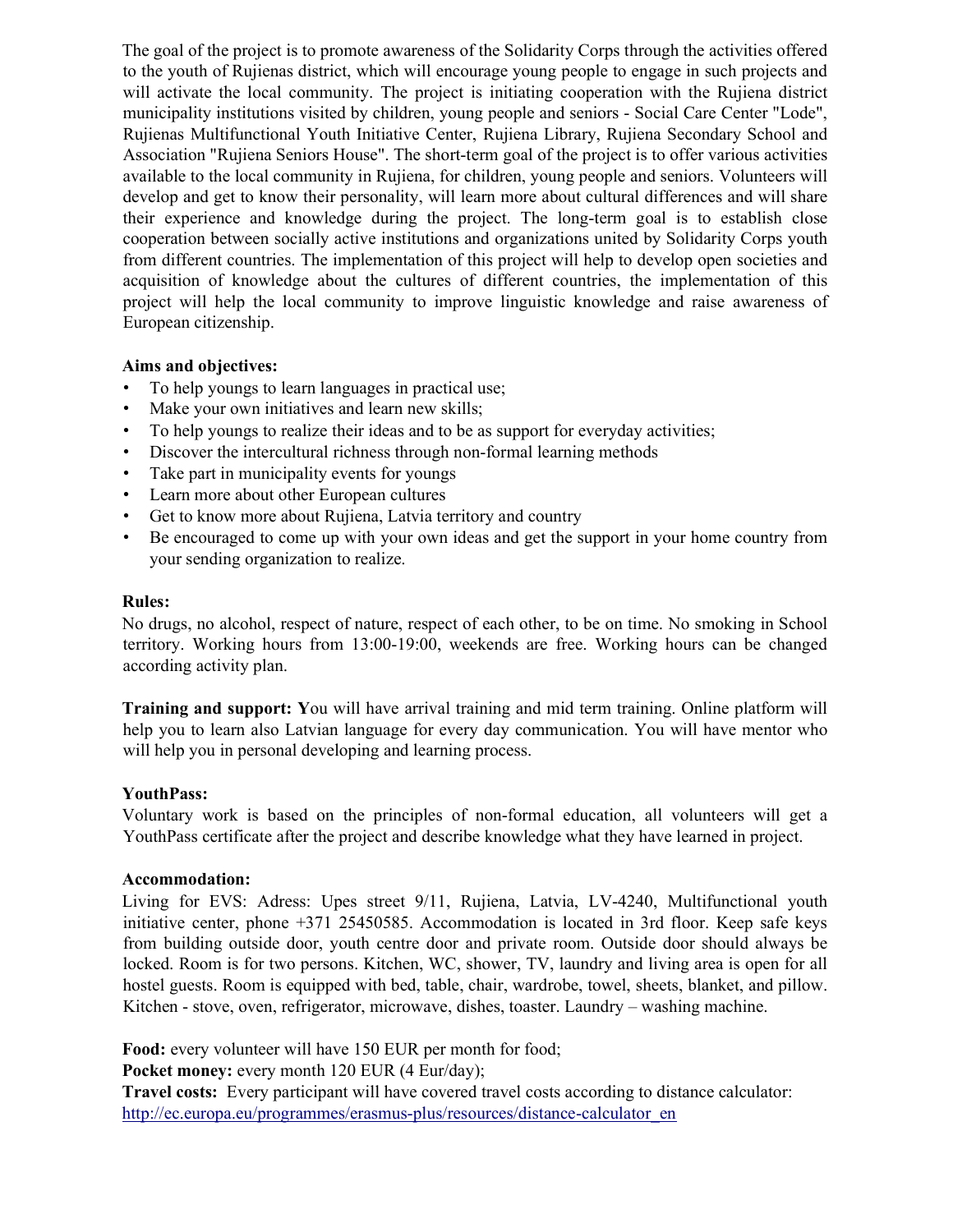The goal of the project is to promote awareness of the Solidarity Corps through the activities offered to the youth of Rujienas district, which will encourage young people to engage in such projects and will activate the local community. The project is initiating cooperation with the Rujiena district municipality institutions visited by children, young people and seniors - Social Care Center "Lode", Rujienas Multifunctional Youth Initiative Center, Rujiena Library, Rujiena Secondary School and Association "Rujiena Seniors House". The short-term goal of the project is to offer various activities available to the local community in Rujiena, for children, young people and seniors. Volunteers will develop and get to know their personality, will learn more about cultural differences and will share their experience and knowledge during the project. The long-term goal is to establish close cooperation between socially active institutions and organizations united by Solidarity Corps youth from different countries. The implementation of this project will help to develop open societies and acquisition of knowledge about the cultures of different countries, the implementation of this project will help the local community to improve linguistic knowledge and raise awareness of European citizenship.

**Aims and objectives:**

- To help youngs to learn languages in practical use;
- Make your own initiatives and learn new skills;
- To help youngs to realize their ideas and to be as support for everyday activities;
- Discover the intercultural richness through non-formal learning methods
- Take part in municipality events for youngs
- Learn more about other European cultures
- Get to know more about Rujiena, Latvia territory and country
- Be encouraged to come up with your own ideas and get the support in your home country from your sending organization to realize.

**Rules:**
No drugs, no alcohol, respect of nature, respect of each other, to be on time. No smoking in School territory. Working hours from 13:00-19:00, weekends are free. Working hours can be changed according activity plan.

**Training and support: Y**ou will have arrival training and mid term training. Online platform will help you to learn also Latvian language for every day communication. You will have mentor who will help you in personal developing and learning process.

**YouthPass:**
Voluntary work is based on the principles of non-formal education, all volunteers will get a YouthPass certificate after the project and describe knowledge what they have learned in project.

**Accommodation:**
Living for EVS: Adress: Upes street 9/11, Rujiena, Latvia, LV-4240, Multifunctional youth initiative center, phone +371 25450585. Accommodation is located in 3rd floor. Keep safe keys from building outside door, youth centre door and private room. Outside door should always be locked. Room is for two persons. Kitchen, WC, shower, TV, laundry and living area is open for all hostel guests. Room is equipped with bed, table, chair, wardrobe, towel, sheets, blanket, and pillow. Kitchen - stove, oven, refrigerator, microwave, dishes, toaster. Laundry – washing machine.

**Food:** every volunteer will have 150 EUR per month for food;
**Pocket money:** every month 120 EUR (4 Eur/day);
**Travel costs:** Every participant will have covered travel costs according to distance calculator: [http://ec.europa.eu/programmes/erasmus-plus/resources/distance-calculator_en](http://ec.europa.eu/programmes/erasmus-plus/resources/distance-calculator_en)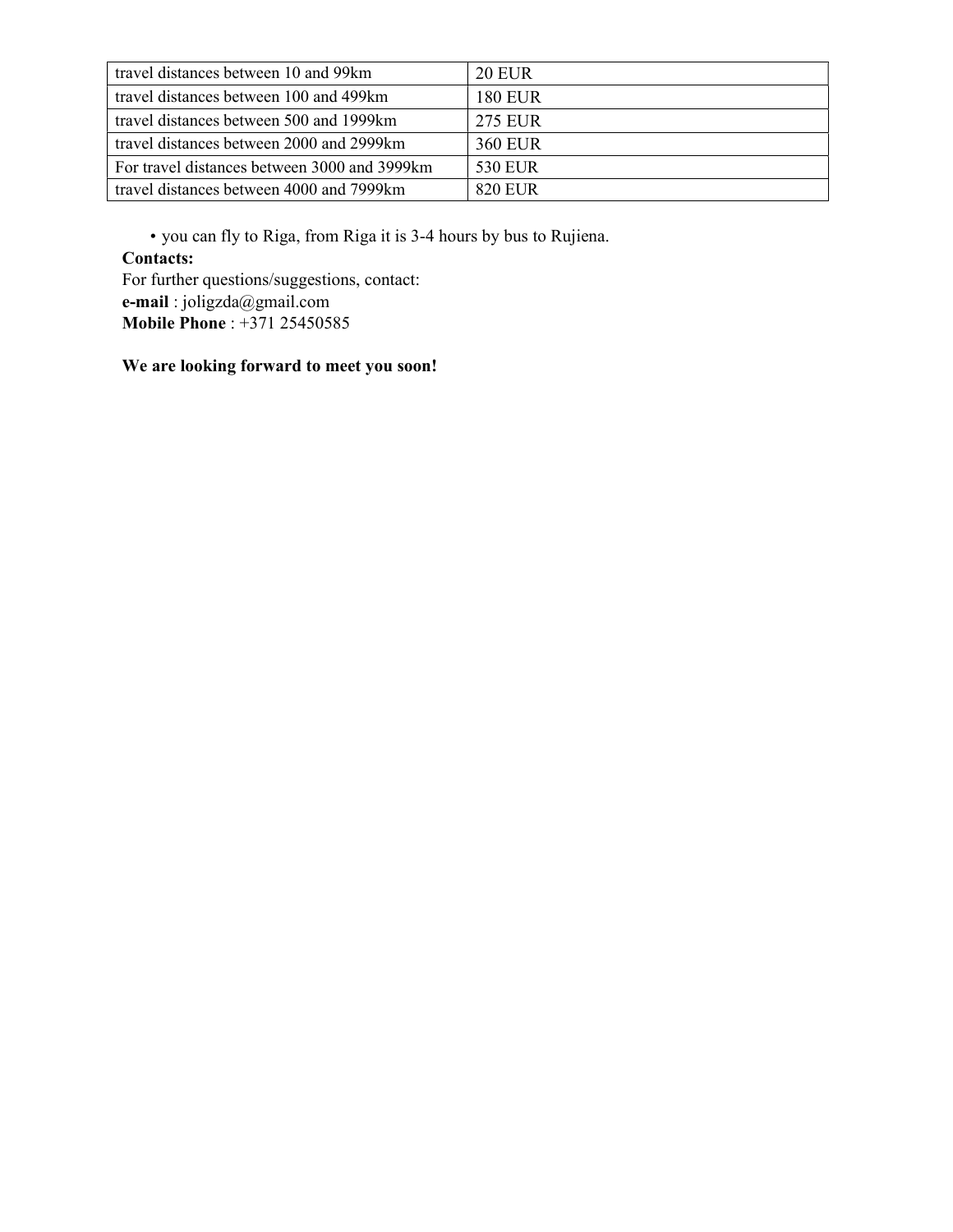| | |
|---|---|
| travel distances between 10 and 99km | 20 EUR |
| travel distances between 100 and 499km | 180 EUR |
| travel distances between 500 and 1999km | 275 EUR |
| travel distances between 2000 and 2999km | 360 EUR |
| For travel distances between 3000 and 3999km | 530 EUR |
| travel distances between 4000 and 7999km | 820 EUR |

- you can fly to Riga, from Riga it is 3-4 hours by bus to Rujiena.

**Contacts:**

For further questions/suggestions, contact:

**e-mail** : joligzda@gmail.com

**Mobile Phone** : +371 25450585

**We are looking forward to meet you soon!**